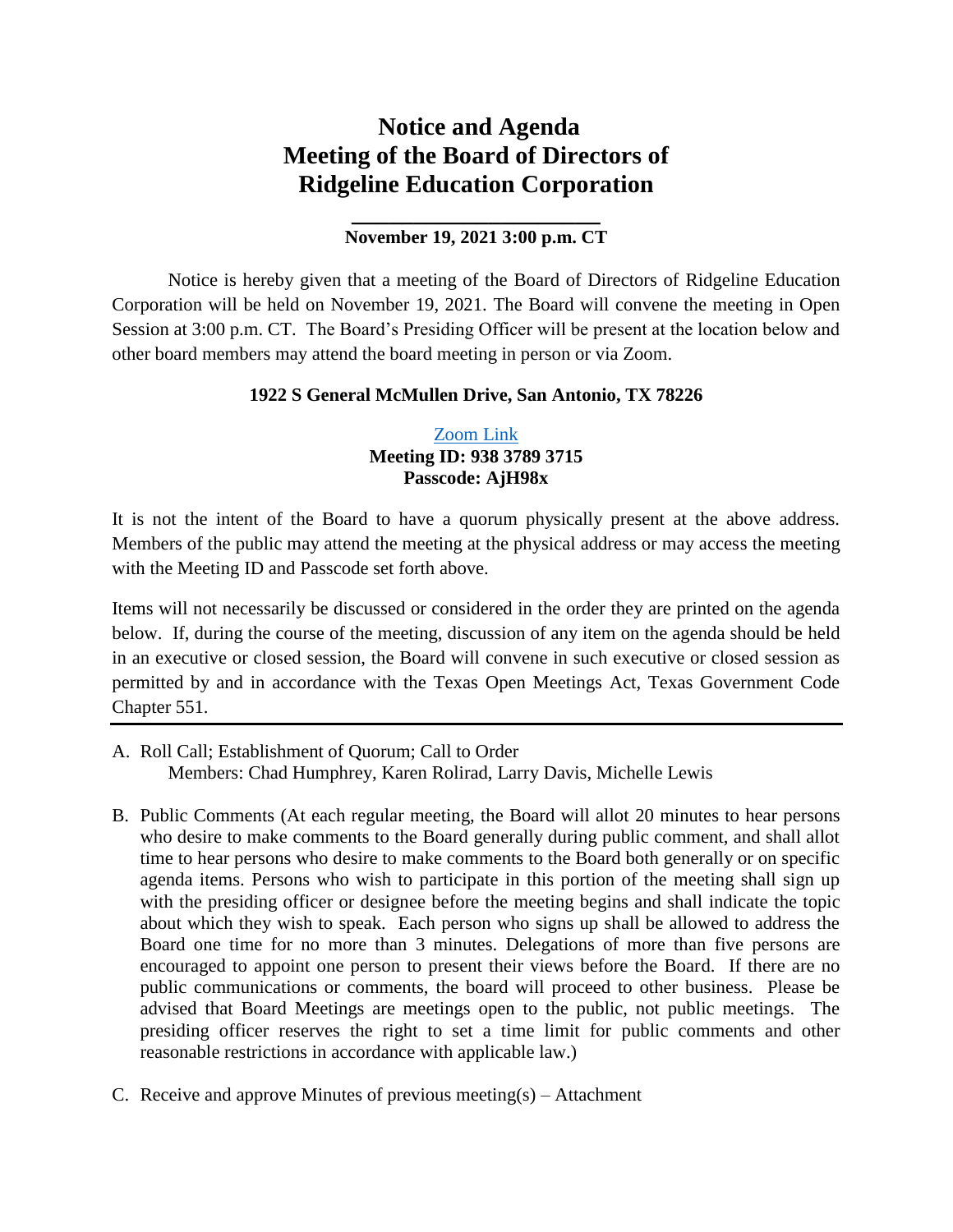# Notice and Agenda
# Meeting of the Board of Directors of
# Ridgeline Education Corporation

**November 19, 2021 3:00 p.m. CT**

Notice is hereby given that a meeting of the Board of Directors of Ridgeline Education Corporation will be held on November 19, 2021. The Board will convene the meeting in Open Session at 3:00 p.m. CT. The Board's Presiding Officer will be present at the location below and other board members may attend the board meeting in person or via Zoom.

**1922 S General McMullen Drive, San Antonio, TX 78226**

Zoom Link
**Meeting ID: 938 3789 3715**
**Passcode: AjH98x**

It is not the intent of the Board to have a quorum physically present at the above address. Members of the public may attend the meeting at the physical address or may access the meeting with the Meeting ID and Passcode set forth above.

Items will not necessarily be discussed or considered in the order they are printed on the agenda below. If, during the course of the meeting, discussion of any item on the agenda should be held in an executive or closed session, the Board will convene in such executive or closed session as permitted by and in accordance with the Texas Open Meetings Act, Texas Government Code Chapter 551.

---

A. Roll Call; Establishment of Quorum; Call to Order
   Members: Chad Humphrey, Karen Rolirad, Larry Davis, Michelle Lewis

B. Public Comments (At each regular meeting, the Board will allot 20 minutes to hear persons who desire to make comments to the Board generally during public comment, and shall allot time to hear persons who desire to make comments to the Board both generally or on specific agenda items. Persons who wish to participate in this portion of the meeting shall sign up with the presiding officer or designee before the meeting begins and shall indicate the topic about which they wish to speak. Each person who signs up shall be allowed to address the Board one time for no more than 3 minutes. Delegations of more than five persons are encouraged to appoint one person to present their views before the Board. If there are no public communications or comments, the board will proceed to other business. Please be advised that Board Meetings are meetings open to the public, not public meetings. The presiding officer reserves the right to set a time limit for public comments and other reasonable restrictions in accordance with applicable law.)

C. Receive and approve Minutes of previous meeting(s) – Attachment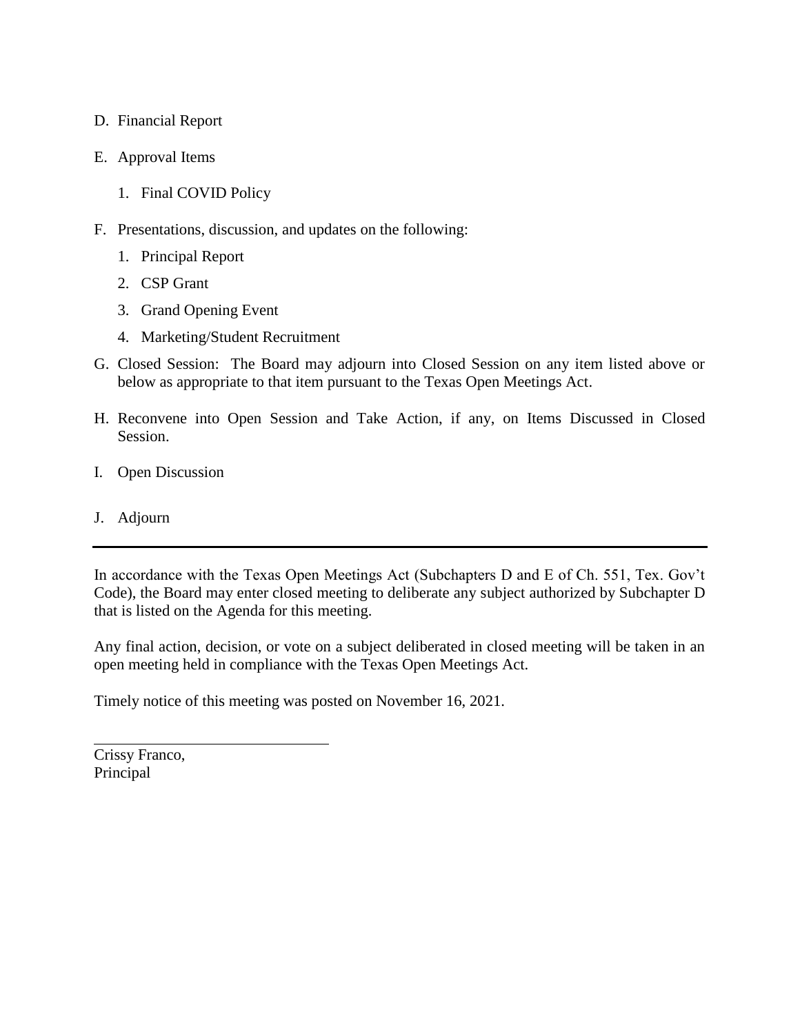D. Financial Report

E. Approval Items

   1. Final COVID Policy

F. Presentations, discussion, and updates on the following:

   1. Principal Report
   2. CSP Grant
   3. Grand Opening Event
   4. Marketing/Student Recruitment

G. Closed Session: The Board may adjourn into Closed Session on any item listed above or below as appropriate to that item pursuant to the Texas Open Meetings Act.

H. Reconvene into Open Session and Take Action, if any, on Items Discussed in Closed Session.

I. Open Discussion

J. Adjourn

---

In accordance with the Texas Open Meetings Act (Subchapters D and E of Ch. 551, Tex. Gov't Code), the Board may enter closed meeting to deliberate any subject authorized by Subchapter D that is listed on the Agenda for this meeting.

Any final action, decision, or vote on a subject deliberated in closed meeting will be taken in an open meeting held in compliance with the Texas Open Meetings Act.

Timely notice of this meeting was posted on November 16, 2021.

______________________________

Crissy Franco,
Principal